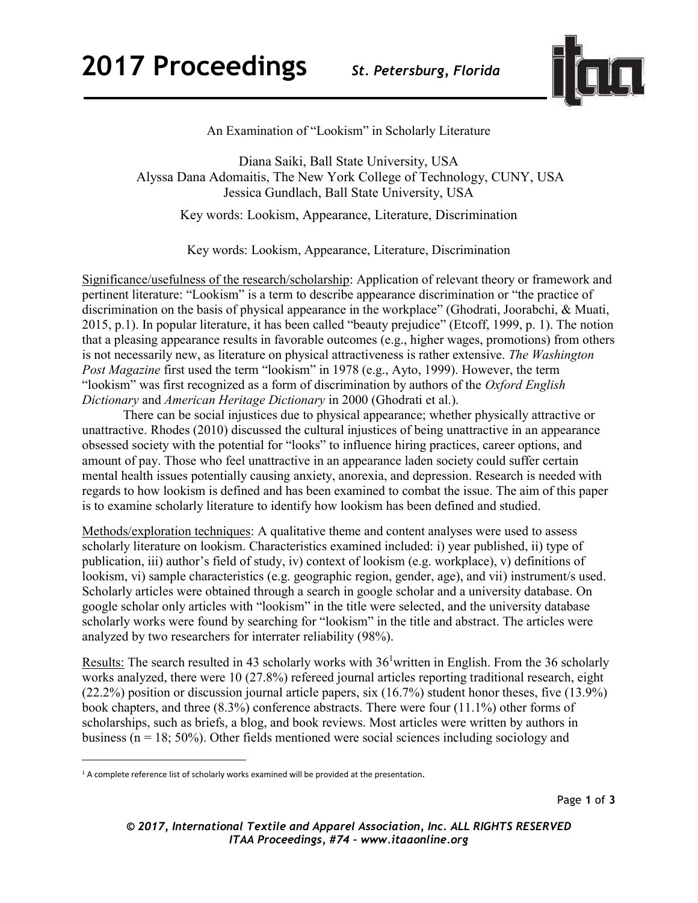# An Examination of "Lookism" in Scholarly Literature

Diana Saiki, Ball State University, USA
Alyssa Dana Adomaitis, The New York College of Technology, CUNY, USA
Jessica Gundlach, Ball State University, USA

Key words: Lookism, Appearance, Literature, Discrimination

Key words: Lookism, Appearance, Literature, Discrimination

Significance/usefulness of the research/scholarship: Application of relevant theory or framework and pertinent literature: "Lookism" is a term to describe appearance discrimination or "the practice of discrimination on the basis of physical appearance in the workplace" (Ghodrati, Joorabchi, & Muati, 2015, p.1). In popular literature, it has been called "beauty prejudice" (Etcoff, 1999, p. 1). The notion that a pleasing appearance results in favorable outcomes (e.g., higher wages, promotions) from others is not necessarily new, as literature on physical attractiveness is rather extensive. *The Washington Post Magazine* first used the term "lookism" in 1978 (e.g., Ayto, 1999). However, the term "lookism" was first recognized as a form of discrimination by authors of the *Oxford English Dictionary* and *American Heritage Dictionary* in 2000 (Ghodrati et al.).

There can be social injustices due to physical appearance; whether physically attractive or unattractive. Rhodes (2010) discussed the cultural injustices of being unattractive in an appearance obsessed society with the potential for "looks" to influence hiring practices, career options, and amount of pay. Those who feel unattractive in an appearance laden society could suffer certain mental health issues potentially causing anxiety, anorexia, and depression. Research is needed with regards to how lookism is defined and has been examined to combat the issue. The aim of this paper is to examine scholarly literature to identify how lookism has been defined and studied.

Methods/exploration techniques: A qualitative theme and content analyses were used to assess scholarly literature on lookism. Characteristics examined included: i) year published, ii) type of publication, iii) author's field of study, iv) context of lookism (e.g. workplace), v) definitions of lookism, vi) sample characteristics (e.g. geographic region, gender, age), and vii) instrument/s used. Scholarly articles were obtained through a search in google scholar and a university database. On google scholar only articles with "lookism" in the title were selected, and the university database scholarly works were found by searching for "lookism" in the title and abstract. The articles were analyzed by two researchers for interrater reliability (98%).

Results: The search resulted in 43 scholarly works with 36[1] written in English. From the 36 scholarly works analyzed, there were 10 (27.8%) refereed journal articles reporting traditional research, eight (22.2%) position or discussion journal article papers, six (16.7%) student honor theses, five (13.9%) book chapters, and three (8.3%) conference abstracts. There were four (11.1%) other forms of scholarships, such as briefs, a blog, and book reviews. Most articles were written by authors in business (n = 18; 50%). Other fields mentioned were social sciences including sociology and

[1] A complete reference list of scholarly works examined will be provided at the presentation.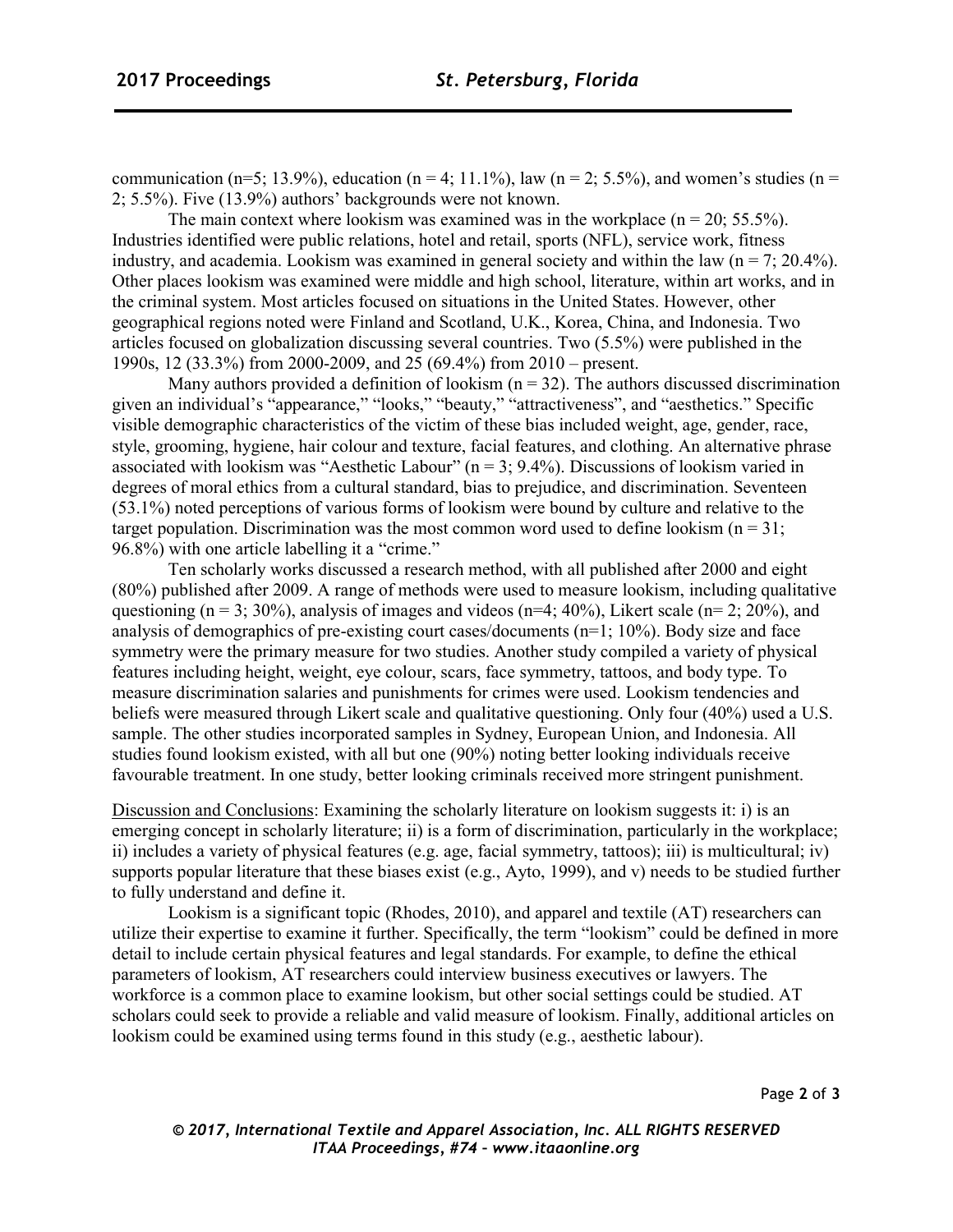communication (n=5; 13.9%), education (n = 4; 11.1%), law (n = 2; 5.5%), and women's studies (n = 2; 5.5%). Five (13.9%) authors' backgrounds were not known.

The main context where lookism was examined was in the workplace (n = 20; 55.5%). Industries identified were public relations, hotel and retail, sports (NFL), service work, fitness industry, and academia. Lookism was examined in general society and within the law (n = 7; 20.4%). Other places lookism was examined were middle and high school, literature, within art works, and in the criminal system. Most articles focused on situations in the United States. However, other geographical regions noted were Finland and Scotland, U.K., Korea, China, and Indonesia. Two articles focused on globalization discussing several countries. Two (5.5%) were published in the 1990s, 12 (33.3%) from 2000-2009, and 25 (69.4%) from 2010 – present.

Many authors provided a definition of lookism (n = 32). The authors discussed discrimination given an individual's "appearance," "looks," "beauty," "attractiveness", and "aesthetics." Specific visible demographic characteristics of the victim of these bias included weight, age, gender, race, style, grooming, hygiene, hair colour and texture, facial features, and clothing. An alternative phrase associated with lookism was "Aesthetic Labour" (n = 3; 9.4%). Discussions of lookism varied in degrees of moral ethics from a cultural standard, bias to prejudice, and discrimination. Seventeen (53.1%) noted perceptions of various forms of lookism were bound by culture and relative to the target population. Discrimination was the most common word used to define lookism (n = 31; 96.8%) with one article labelling it a "crime."

Ten scholarly works discussed a research method, with all published after 2000 and eight (80%) published after 2009. A range of methods were used to measure lookism, including qualitative questioning (n = 3; 30%), analysis of images and videos (n=4; 40%), Likert scale (n= 2; 20%), and analysis of demographics of pre-existing court cases/documents (n=1; 10%). Body size and face symmetry were the primary measure for two studies. Another study compiled a variety of physical features including height, weight, eye colour, scars, face symmetry, tattoos, and body type. To measure discrimination salaries and punishments for crimes were used. Lookism tendencies and beliefs were measured through Likert scale and qualitative questioning. Only four (40%) used a U.S. sample. The other studies incorporated samples in Sydney, European Union, and Indonesia. All studies found lookism existed, with all but one (90%) noting better looking individuals receive favourable treatment. In one study, better looking criminals received more stringent punishment.

Discussion and Conclusions: Examining the scholarly literature on lookism suggests it: i) is an emerging concept in scholarly literature; ii) is a form of discrimination, particularly in the workplace; ii) includes a variety of physical features (e.g. age, facial symmetry, tattoos); iii) is multicultural; iv) supports popular literature that these biases exist (e.g., Ayto, 1999), and v) needs to be studied further to fully understand and define it.

Lookism is a significant topic (Rhodes, 2010), and apparel and textile (AT) researchers can utilize their expertise to examine it further. Specifically, the term "lookism" could be defined in more detail to include certain physical features and legal standards. For example, to define the ethical parameters of lookism, AT researchers could interview business executives or lawyers. The workforce is a common place to examine lookism, but other social settings could be studied. AT scholars could seek to provide a reliable and valid measure of lookism. Finally, additional articles on lookism could be examined using terms found in this study (e.g., aesthetic labour).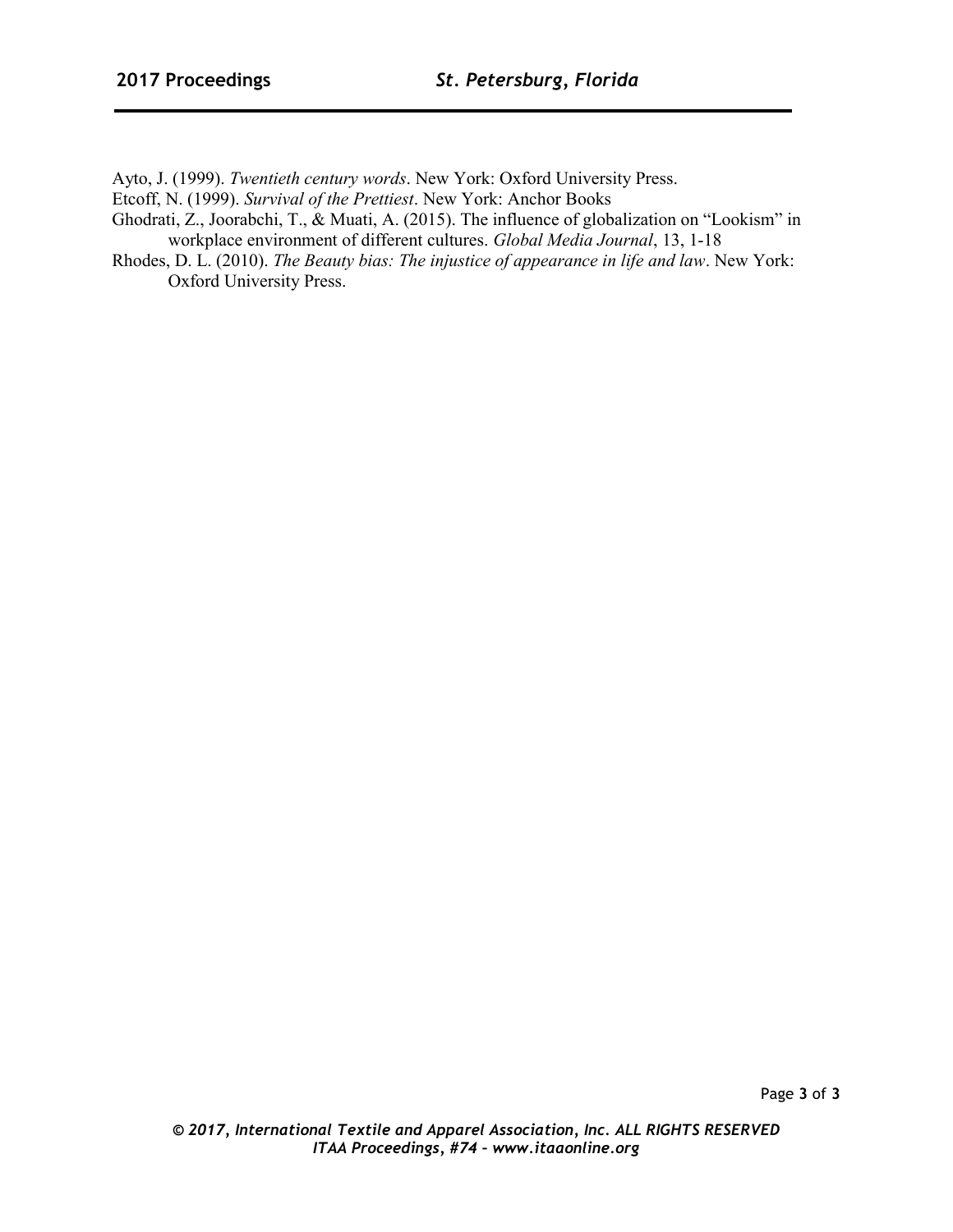Ayto, J. (1999). *Twentieth century words*. New York: Oxford University Press.

Etcoff, N. (1999). *Survival of the Prettiest*. New York: Anchor Books

Ghodrati, Z., Joorabchi, T., & Muati, A. (2015). The influence of globalization on "Lookism" in workplace environment of different cultures. *Global Media Journal*, 13, 1-18

Rhodes, D. L. (2010). *The Beauty bias: The injustice of appearance in life and law*. New York: Oxford University Press.